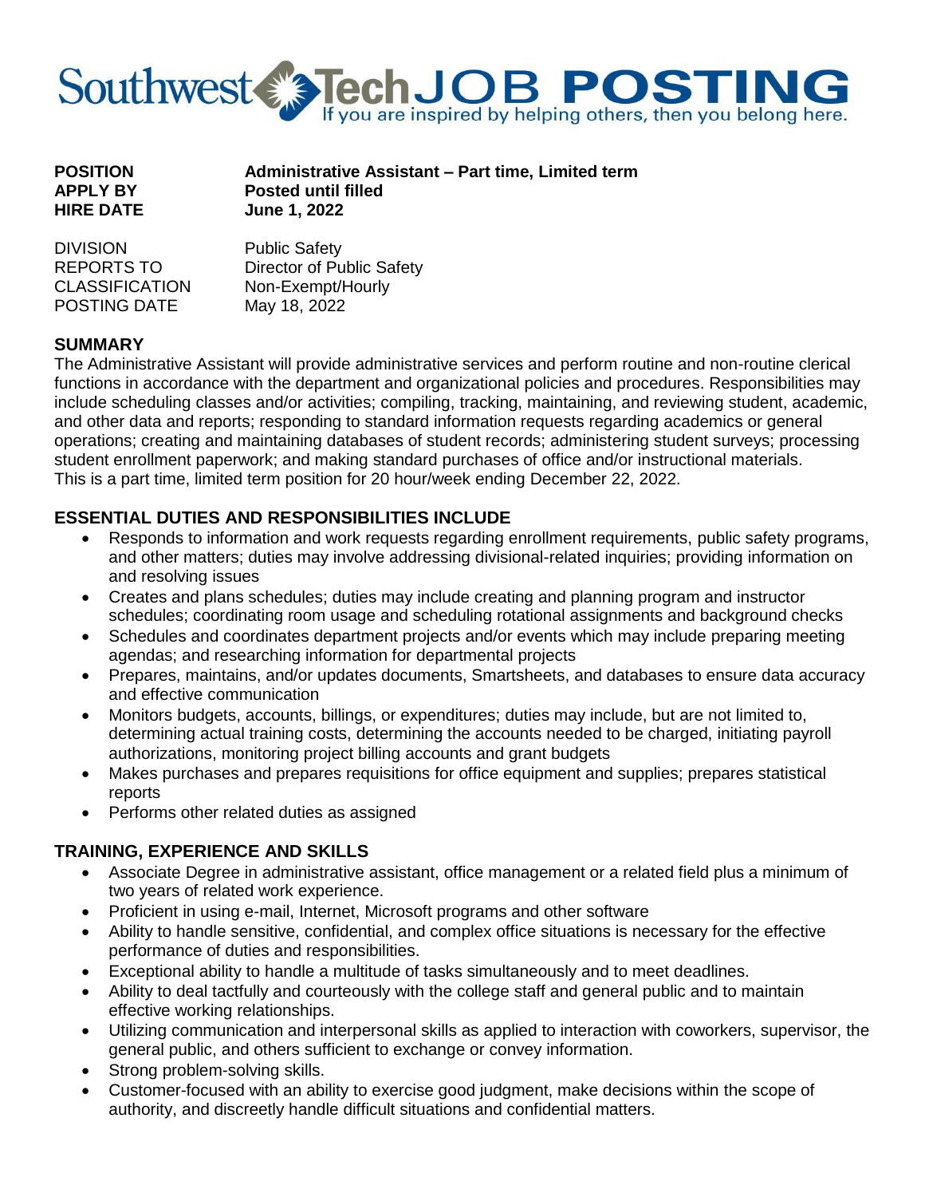# Southwest Tech JOB POSTING

If you are inspired by helping others, then you belong here.

| | |
|---|---|
| **POSITION** | **Administrative Assistant – Part time, Limited term** |
| **APPLY BY** | **Posted until filled** |
| **HIRE DATE** | **June 1, 2022** |
| DIVISION | Public Safety |
| REPORTS TO | Director of Public Safety |
| CLASSIFICATION | Non-Exempt/Hourly |
| POSTING DATE | May 18, 2022 |

## SUMMARY

The Administrative Assistant will provide administrative services and perform routine and non-routine clerical functions in accordance with the department and organizational policies and procedures. Responsibilities may include scheduling classes and/or activities; compiling, tracking, maintaining, and reviewing student, academic, and other data and reports; responding to standard information requests regarding academics or general operations; creating and maintaining databases of student records; administering student surveys; processing student enrollment paperwork; and making standard purchases of office and/or instructional materials.
This is a part time, limited term position for 20 hour/week ending December 22, 2022.

## ESSENTIAL DUTIES AND RESPONSIBILITIES INCLUDE

- Responds to information and work requests regarding enrollment requirements, public safety programs, and other matters; duties may involve addressing divisional-related inquiries; providing information on and resolving issues
- Creates and plans schedules; duties may include creating and planning program and instructor schedules; coordinating room usage and scheduling rotational assignments and background checks
- Schedules and coordinates department projects and/or events which may include preparing meeting agendas; and researching information for departmental projects
- Prepares, maintains, and/or updates documents, Smartsheets, and databases to ensure data accuracy and effective communication
- Monitors budgets, accounts, billings, or expenditures; duties may include, but are not limited to, determining actual training costs, determining the accounts needed to be charged, initiating payroll authorizations, monitoring project billing accounts and grant budgets
- Makes purchases and prepares requisitions for office equipment and supplies; prepares statistical reports
- Performs other related duties as assigned

## TRAINING, EXPERIENCE AND SKILLS

- Associate Degree in administrative assistant, office management or a related field plus a minimum of two years of related work experience.
- Proficient in using e-mail, Internet, Microsoft programs and other software
- Ability to handle sensitive, confidential, and complex office situations is necessary for the effective performance of duties and responsibilities.
- Exceptional ability to handle a multitude of tasks simultaneously and to meet deadlines.
- Ability to deal tactfully and courteously with the college staff and general public and to maintain effective working relationships.
- Utilizing communication and interpersonal skills as applied to interaction with coworkers, supervisor, the general public, and others sufficient to exchange or convey information.
- Strong problem-solving skills.
- Customer-focused with an ability to exercise good judgment, make decisions within the scope of authority, and discreetly handle difficult situations and confidential matters.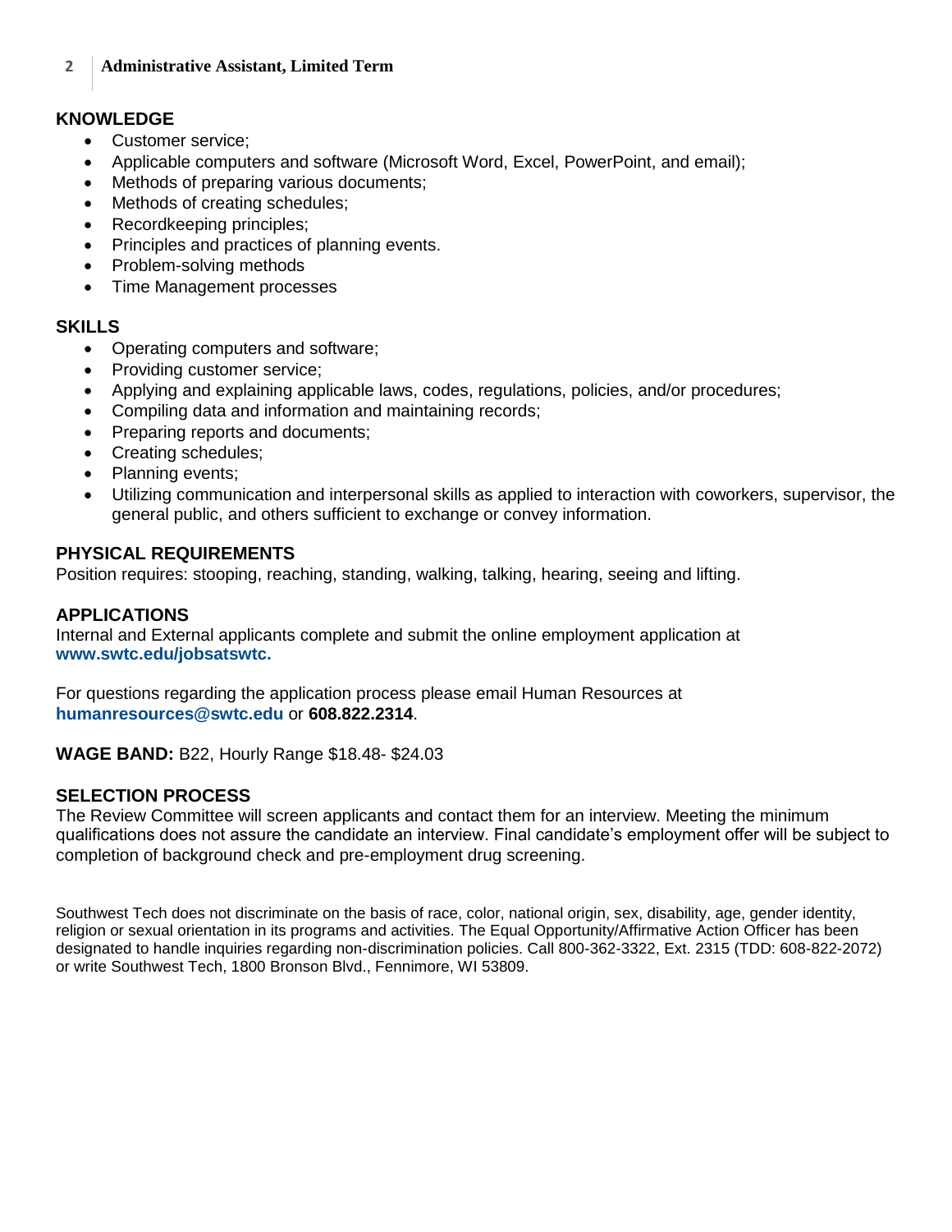## KNOWLEDGE

- Customer service;
- Applicable computers and software (Microsoft Word, Excel, PowerPoint, and email);
- Methods of preparing various documents;
- Methods of creating schedules;
- Recordkeeping principles;
- Principles and practices of planning events.
- Problem-solving methods
- Time Management processes

## SKILLS

- Operating computers and software;
- Providing customer service;
- Applying and explaining applicable laws, codes, regulations, policies, and/or procedures;
- Compiling data and information and maintaining records;
- Preparing reports and documents;
- Creating schedules;
- Planning events;
- Utilizing communication and interpersonal skills as applied to interaction with coworkers, supervisor, the general public, and others sufficient to exchange or convey information.

## PHYSICAL REQUIREMENTS

Position requires: stooping, reaching, standing, walking, talking, hearing, seeing and lifting.

## APPLICATIONS

Internal and External applicants complete and submit the online employment application at **www.swtc.edu/jobsatswtc.**

For questions regarding the application process please email Human Resources at **humanresources@swtc.edu** or **608.822.2314**.

**WAGE BAND:** B22, Hourly Range $18.48- $24.03

## SELECTION PROCESS

The Review Committee will screen applicants and contact them for an interview. Meeting the minimum qualifications does not assure the candidate an interview. Final candidate's employment offer will be subject to completion of background check and pre-employment drug screening.

Southwest Tech does not discriminate on the basis of race, color, national origin, sex, disability, age, gender identity, religion or sexual orientation in its programs and activities. The Equal Opportunity/Affirmative Action Officer has been designated to handle inquiries regarding non-discrimination policies. Call 800-362-3322, Ext. 2315 (TDD: 608-822-2072) or write Southwest Tech, 1800 Bronson Blvd., Fennimore, WI 53809.